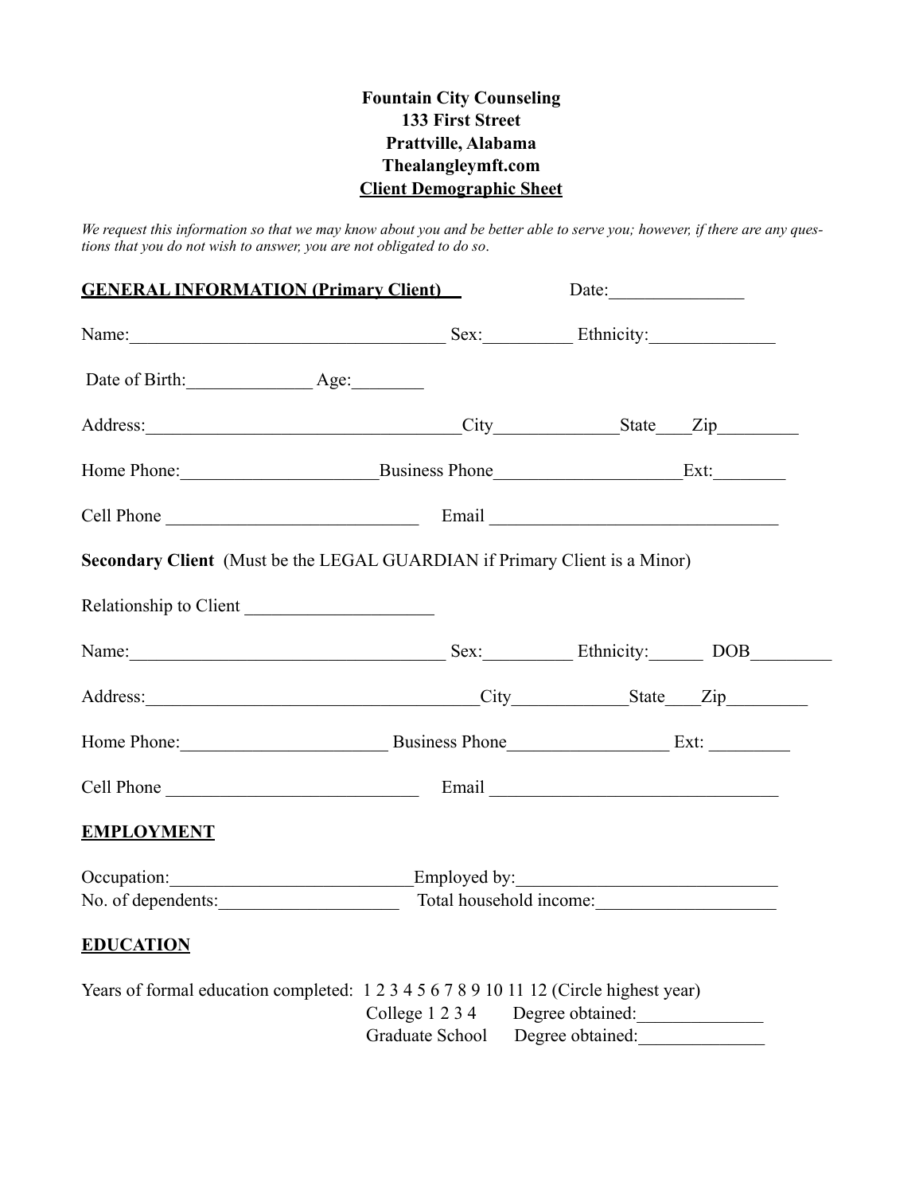**Fountain City Counseling**
**133 First Street**
**Prattville, Alabama**
**Thealangleymft.com**
**Client Demographic Sheet**

*We request this information so that we may know about you and be better able to serve you; however, if there are any questions that you do not wish to answer, you are not obligated to do so.*

**GENERAL INFORMATION (Primary Client)** Date:_______________

Name:___________________________________ Sex:__________ Ethnicity:______________

Date of Birth:______________ Age:________

Address:___________________________________City_____________State____Zip_________

Home Phone:_____________________Business Phone____________________Ext:________

Cell Phone ___________________________ Email _______________________________

**Secondary Client** (Must be the LEGAL GUARDIAN if Primary Client is a Minor)

Relationship to Client ____________________

Name:___________________________________ Sex:__________ Ethnicity:______ DOB_________

Address:_____________________________________City____________State____Zip_________

Home Phone:______________________ Business Phone_________________ Ext: _________

Cell Phone ___________________________ Email _______________________________

**EMPLOYMENT**

Occupation:__________________________Employed by:____________________________

No. of dependents:___________________ Total household income:____________________

**EDUCATION**

Years of formal education completed: 1 2 3 4 5 6 7 8 9 10 11 12 (Circle highest year)

College 1 2 3 4 Degree obtained:______________

Graduate School Degree obtained:______________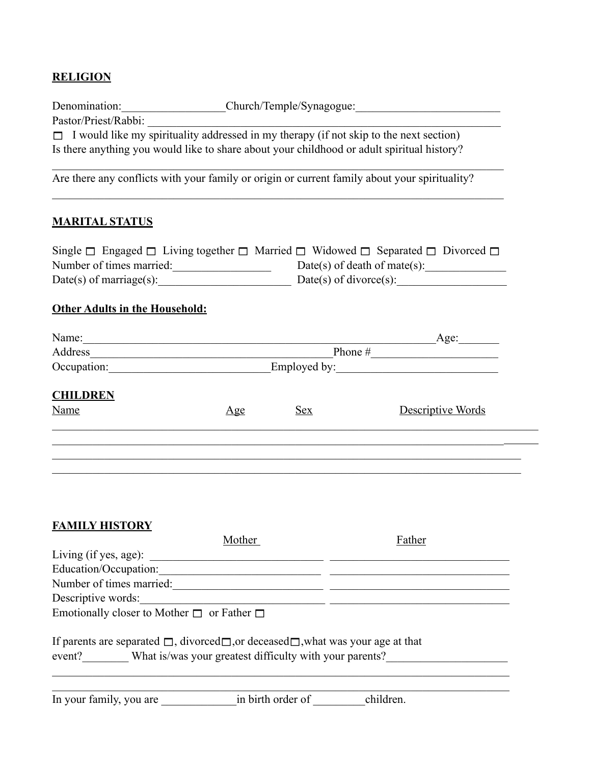**RELIGION**

Denomination:__________________Church/Temple/Synagogue:_________________________

Pastor/Priest/Rabbi: ________________________________________________________________

☐ I would like my spirituality addressed in my therapy (if not skip to the next section)

Is there anything you would like to share about your childhood or adult spiritual history?

______________________________________________________________________________

Are there any conflicts with your family or origin or current family about your spirituality?

______________________________________________________________________________

**MARITAL STATUS**

Single ☐ Engaged ☐ Living together ☐ Married ☐ Widowed ☐ Separated ☐ Divorced ☐

Number of times married:_________________ Date(s) of death of mate(s):______________

Date(s) of marriage(s):_______________________ Date(s) of divorce(s):__________________

**Other Adults in the Household:**

Name:_______________________________________________________________Age:_______

Address____________________________________________Phone #______________________

Occupation:_____________________________Employed by:____________________________

**CHILDREN**

| Name | Age | Sex | Descriptive Words |
| --- | --- | --- | --- |
| | | | |
| | | | |
| | | | |
| | | | |

**FAMILY HISTORY**

| | Mother | Father |
| --- | --- | --- |
| Living (if yes, age): | | |
| Education/Occupation: | | |
| Number of times married: | | |
| Descriptive words: | | |

Emotionally closer to Mother ☐ or Father ☐

If parents are separated ☐, divorced☐,or deceased☐,what was your age at that event?________ What is/was your greatest difficulty with your parents?____________________

______________________________________________________________________________

In your family, you are _____________in birth order of _________children.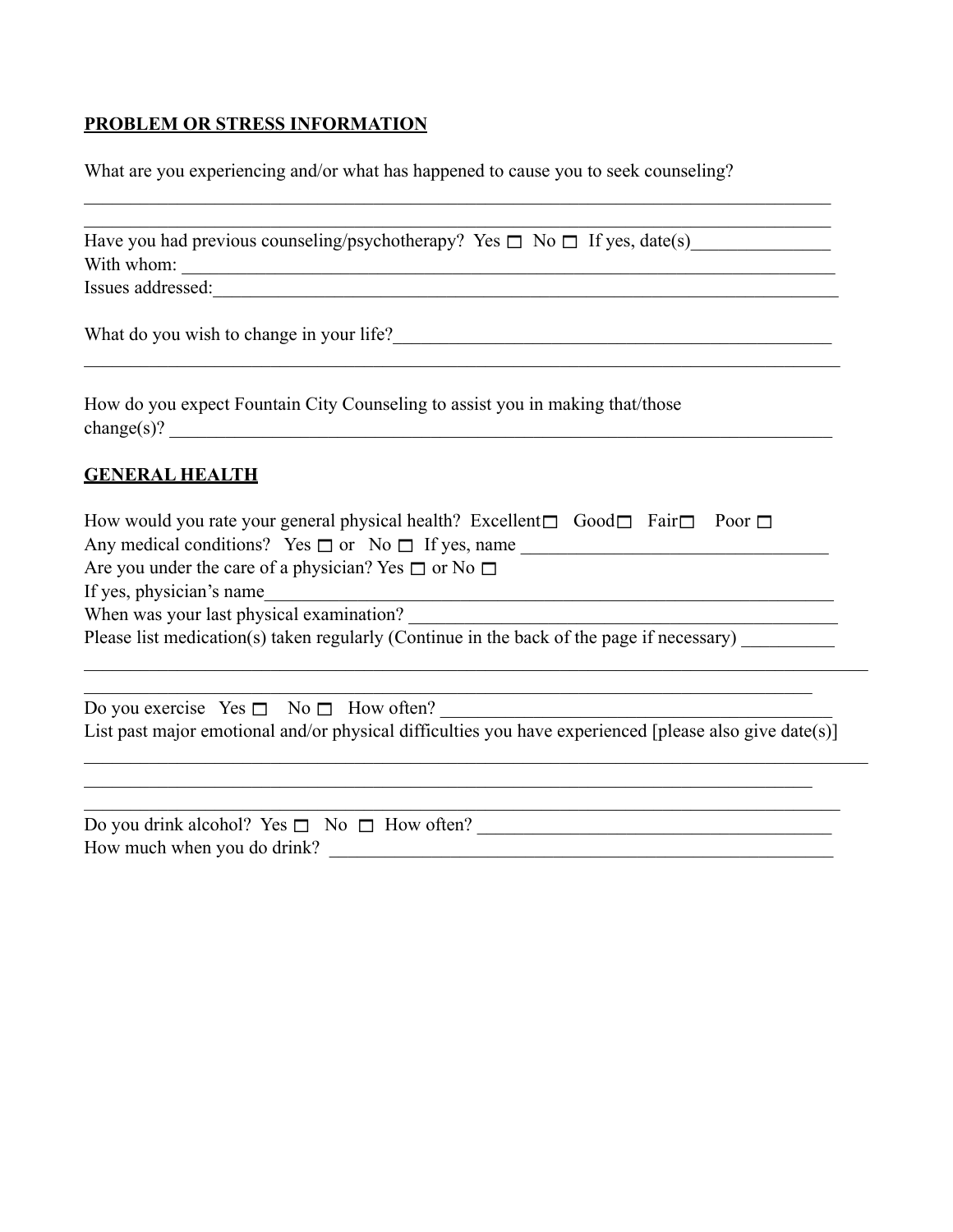**PROBLEM OR STRESS INFORMATION**

What are you experiencing and/or what has happened to cause you to seek counseling?

___________________________________________________________________________________

___________________________________________________________________________________

Have you had previous counseling/psychotherapy? Yes ☐ No ☐ If yes, date(s)_______________

With whom: ___________________________________________________________________________

Issues addressed:_____________________________________________________________________

What do you wish to change in your life?__________________________________________________

___________________________________________________________________________________

How do you expect Fountain City Counseling to assist you in making that/those change(s)? ___________________________________________________________________________

**GENERAL HEALTH**

How would you rate your general physical health? Excellent ☐ Good ☐ Fair ☐ Poor ☐

Any medical conditions? Yes ☐ or No ☐ If yes, name __________________________________

Are you under the care of a physician? Yes ☐ or No ☐

If yes, physician's name_______________________________________________________________

When was your last physical examination? ______________________________________________

Please list medication(s) taken regularly (Continue in the back of the page if necessary) __________

___________________________________________________________________________________

___________________________________________________________________________________

Do you exercise Yes ☐ No ☐ How often? ____________________________________________

List past major emotional and/or physical difficulties you have experienced [please also give date(s)]

___________________________________________________________________________________

___________________________________________________________________________________

___________________________________________________________________________________

Do you drink alcohol? Yes ☐ No ☐ How often? _______________________________________

How much when you do drink? ________________________________________________________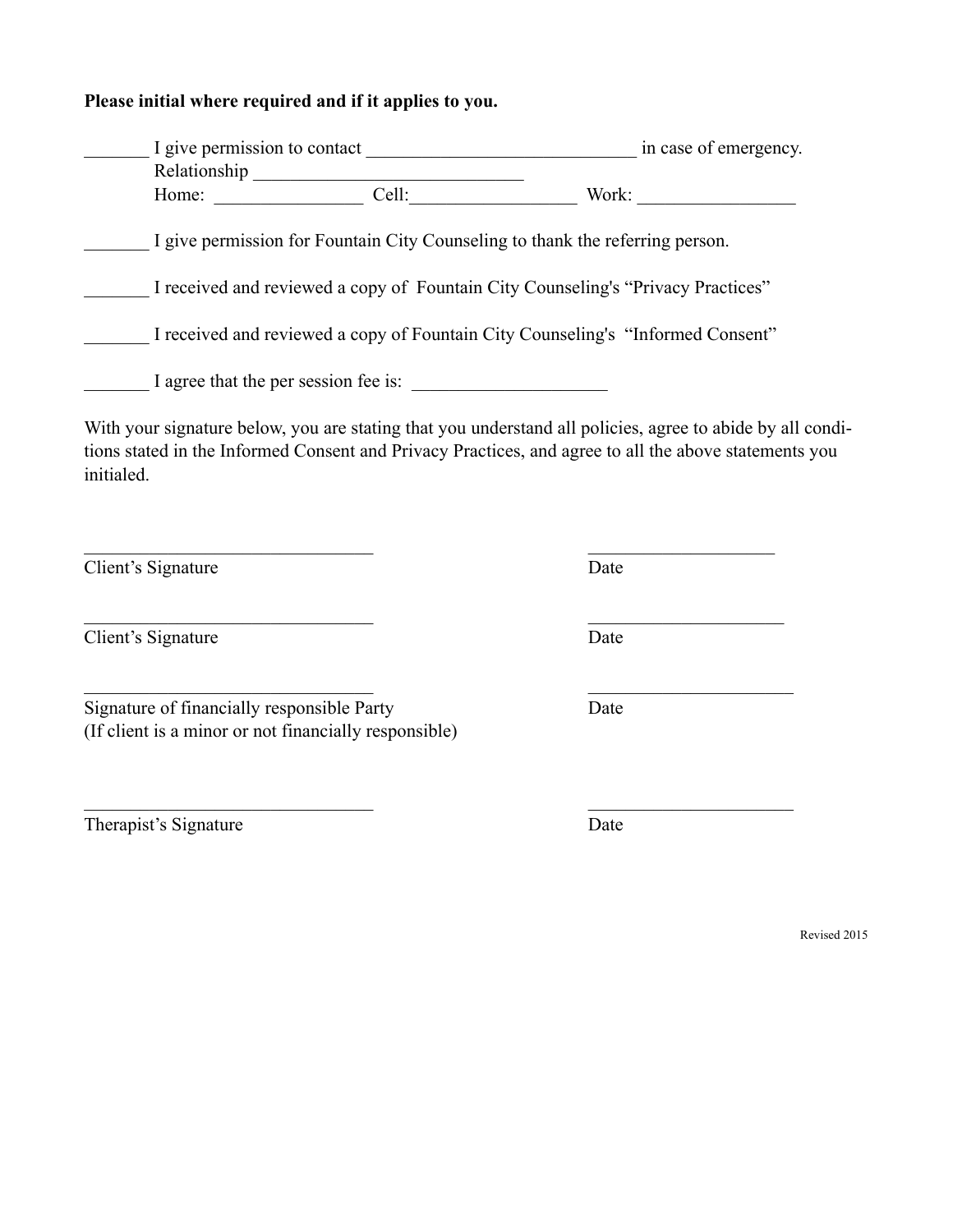**Please initial where required and if it applies to you.**

_______ I give permission to contact _____________________________ in case of emergency.
Relationship _____________________________
Home: ________________ Cell:_________________ Work: ________________

_______ I give permission for Fountain City Counseling to thank the referring person.

_______ I received and reviewed a copy of Fountain City Counseling's “Privacy Practices”

_______ I received and reviewed a copy of Fountain City Counseling's “Informed Consent”

_______ I agree that the per session fee is: _____________________

With your signature below, you are stating that you understand all policies, agree to abide by all conditions stated in the Informed Consent and Privacy Practices, and agree to all the above statements you initialed.

________________________________ ____________________
Client’s Signature Date

________________________________ _____________________
Client’s Signature Date

________________________________ ______________________
Signature of financially responsible Party Date
(If client is a minor or not financially responsible)

________________________________ ______________________
Therapist’s Signature Date

Revised 2015